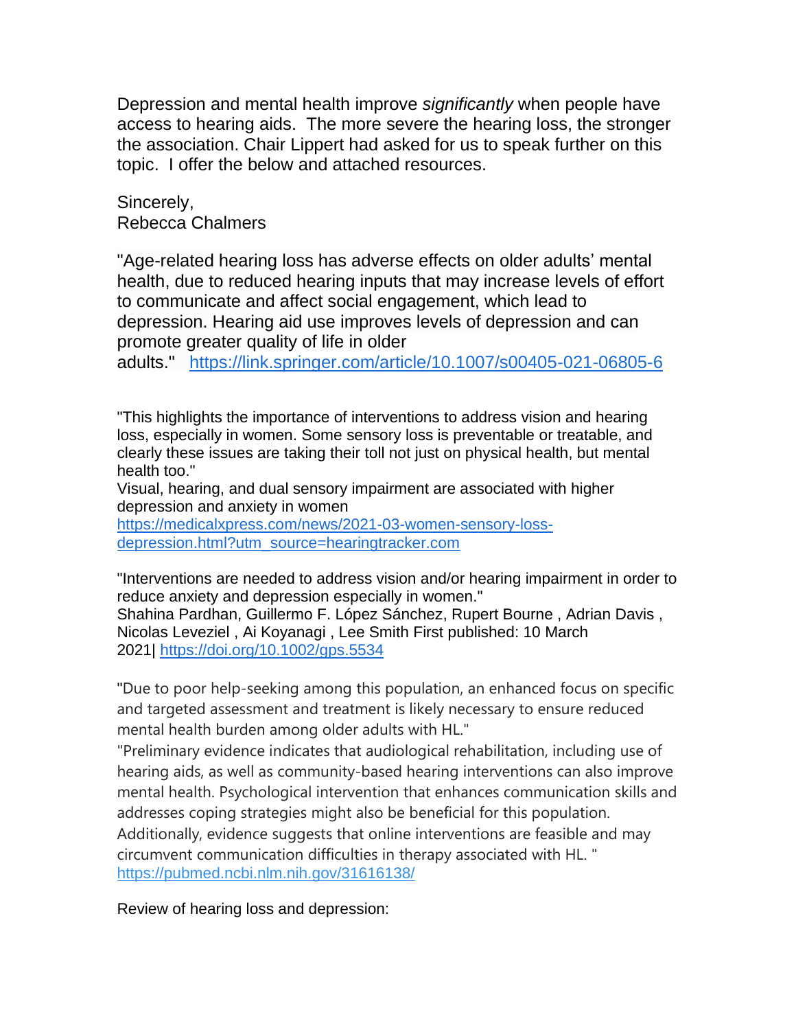Depression and mental health improve *significantly* when people have access to hearing aids. The more severe the hearing loss, the stronger the association. Chair Lippert had asked for us to speak further on this topic. I offer the below and attached resources.

Sincerely,
Rebecca Chalmers

"Age-related hearing loss has adverse effects on older adults' mental health, due to reduced hearing inputs that may increase levels of effort to communicate and affect social engagement, which lead to depression. Hearing aid use improves levels of depression and can promote greater quality of life in older adults." https://link.springer.com/article/10.1007/s00405-021-06805-6

"This highlights the importance of interventions to address vision and hearing loss, especially in women. Some sensory loss is preventable or treatable, and clearly these issues are taking their toll not just on physical health, but mental health too."
Visual, hearing, and dual sensory impairment are associated with higher depression and anxiety in women
https://medicalxpress.com/news/2021-03-women-sensory-loss-depression.html?utm_source=hearingtracker.com

"Interventions are needed to address vision and/or hearing impairment in order to reduce anxiety and depression especially in women."
Shahina Pardhan, Guillermo F. López Sánchez, Rupert Bourne , Adrian Davis , Nicolas Leveziel , Ai Koyanagi , Lee Smith First published: 10 March 2021| https://doi.org/10.1002/gps.5534

"Due to poor help-seeking among this population, an enhanced focus on specific and targeted assessment and treatment is likely necessary to ensure reduced mental health burden among older adults with HL."
"Preliminary evidence indicates that audiological rehabilitation, including use of hearing aids, as well as community-based hearing interventions can also improve mental health. Psychological intervention that enhances communication skills and addresses coping strategies might also be beneficial for this population. Additionally, evidence suggests that online interventions are feasible and may circumvent communication difficulties in therapy associated with HL. "
https://pubmed.ncbi.nlm.nih.gov/31616138/

Review of hearing loss and depression: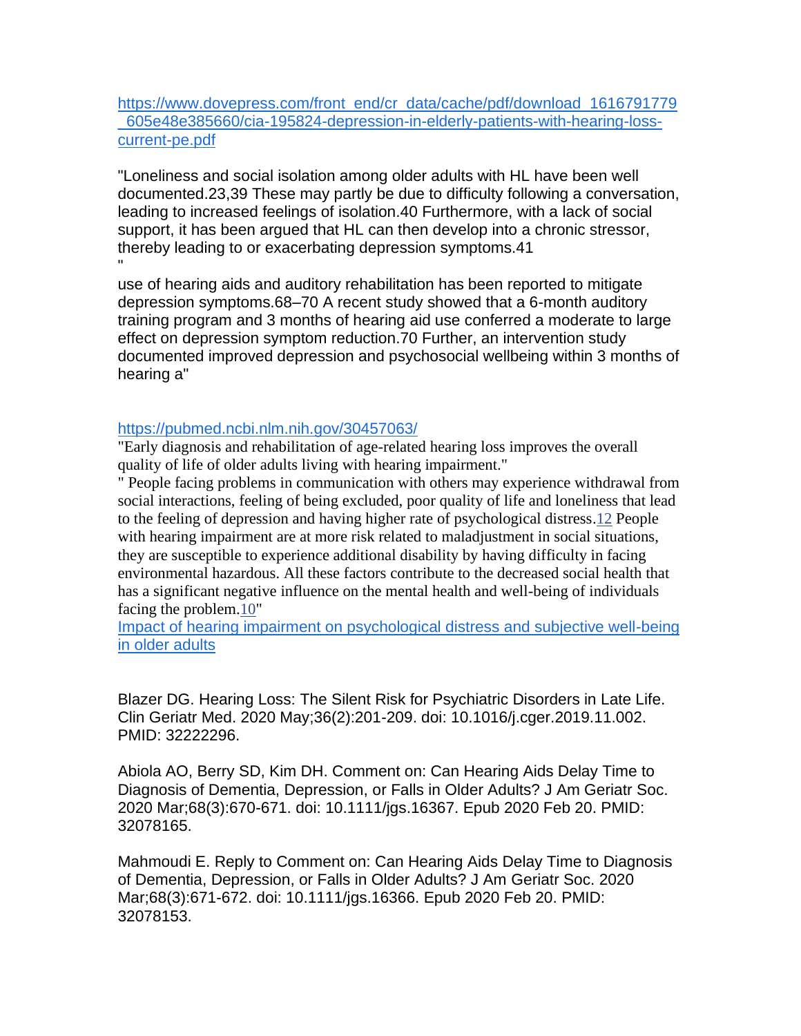https://www.dovepress.com/front_end/cr_data/cache/pdf/download_1616791779_605e48e385660/cia-195824-depression-in-elderly-patients-with-hearing-loss-current-pe.pdf

"Loneliness and social isolation among older adults with HL have been well documented.23,39 These may partly be due to difficulty following a conversation, leading to increased feelings of isolation.40 Furthermore, with a lack of social support, it has been argued that HL can then develop into a chronic stressor, thereby leading to or exacerbating depression symptoms.41
"
use of hearing aids and auditory rehabilitation has been reported to mitigate depression symptoms.68–70 A recent study showed that a 6-month auditory training program and 3 months of hearing aid use conferred a moderate to large effect on depression symptom reduction.70 Further, an intervention study documented improved depression and psychosocial wellbeing within 3 months of hearing a"

https://pubmed.ncbi.nlm.nih.gov/30457063/
"Early diagnosis and rehabilitation of age-related hearing loss improves the overall quality of life of older adults living with hearing impairment."
" People facing problems in communication with others may experience withdrawal from social interactions, feeling of being excluded, poor quality of life and loneliness that lead to the feeling of depression and having higher rate of psychological distress.12 People with hearing impairment are at more risk related to maladjustment in social situations, they are susceptible to experience additional disability by having difficulty in facing environmental hazardous. All these factors contribute to the decreased social health that has a significant negative influence on the mental health and well-being of individuals facing the problem.10"
Impact of hearing impairment on psychological distress and subjective well-being in older adults

Blazer DG. Hearing Loss: The Silent Risk for Psychiatric Disorders in Late Life. Clin Geriatr Med. 2020 May;36(2):201-209. doi: 10.1016/j.cger.2019.11.002. PMID: 32222296.

Abiola AO, Berry SD, Kim DH. Comment on: Can Hearing Aids Delay Time to Diagnosis of Dementia, Depression, or Falls in Older Adults? J Am Geriatr Soc. 2020 Mar;68(3):670-671. doi: 10.1111/jgs.16367. Epub 2020 Feb 20. PMID: 32078165.

Mahmoudi E. Reply to Comment on: Can Hearing Aids Delay Time to Diagnosis of Dementia, Depression, or Falls in Older Adults? J Am Geriatr Soc. 2020 Mar;68(3):671-672. doi: 10.1111/jgs.16366. Epub 2020 Feb 20. PMID: 32078153.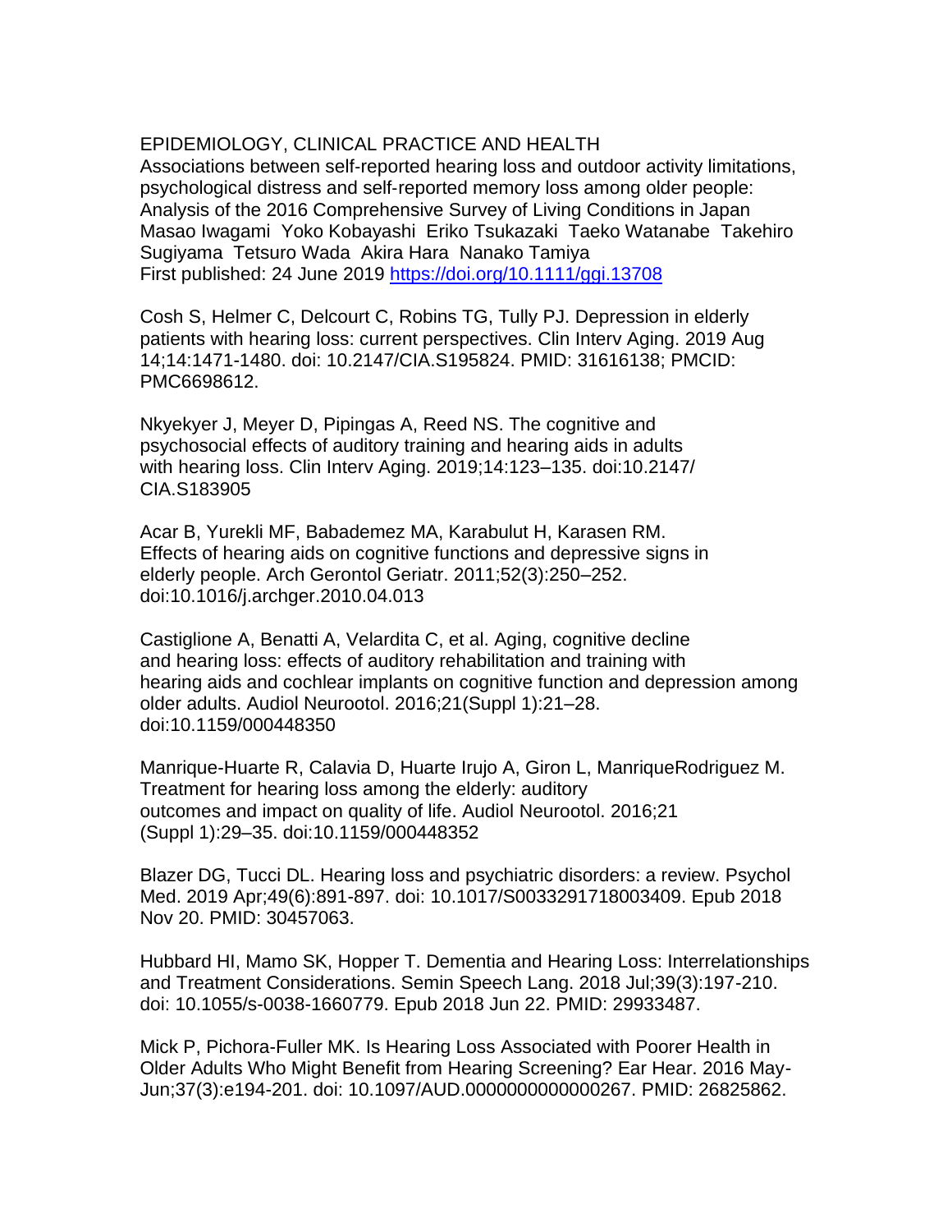EPIDEMIOLOGY, CLINICAL PRACTICE AND HEALTH
Associations between self-reported hearing loss and outdoor activity limitations, psychological distress and self-reported memory loss among older people: Analysis of the 2016 Comprehensive Survey of Living Conditions in Japan
Masao Iwagami Yoko Kobayashi Eriko Tsukazaki Taeko Watanabe Takehiro Sugiyama Tetsuro Wada Akira Hara Nanako Tamiya
First published: 24 June 2019 [https://doi.org/10.1111/ggi.13708](https://doi.org/10.1111/ggi.13708)

Cosh S, Helmer C, Delcourt C, Robins TG, Tully PJ. Depression in elderly patients with hearing loss: current perspectives. Clin Interv Aging. 2019 Aug 14;14:1471-1480. doi: 10.2147/CIA.S195824. PMID: 31616138; PMCID: PMC6698612.

Nkyekyer J, Meyer D, Pipingas A, Reed NS. The cognitive and psychosocial effects of auditory training and hearing aids in adults with hearing loss. Clin Interv Aging. 2019;14:123–135. doi:10.2147/CIA.S183905

Acar B, Yurekli MF, Babademez MA, Karabulut H, Karasen RM. Effects of hearing aids on cognitive functions and depressive signs in elderly people. Arch Gerontol Geriatr. 2011;52(3):250–252. doi:10.1016/j.archger.2010.04.013

Castiglione A, Benatti A, Velardita C, et al. Aging, cognitive decline and hearing loss: effects of auditory rehabilitation and training with hearing aids and cochlear implants on cognitive function and depression among older adults. Audiol Neurootol. 2016;21(Suppl 1):21–28. doi:10.1159/000448350

Manrique-Huarte R, Calavia D, Huarte Irujo A, Giron L, ManriqueRodriguez M. Treatment for hearing loss among the elderly: auditory outcomes and impact on quality of life. Audiol Neurootol. 2016;21 (Suppl 1):29–35. doi:10.1159/000448352

Blazer DG, Tucci DL. Hearing loss and psychiatric disorders: a review. Psychol Med. 2019 Apr;49(6):891-897. doi: 10.1017/S0033291718003409. Epub 2018 Nov 20. PMID: 30457063.

Hubbard HI, Mamo SK, Hopper T. Dementia and Hearing Loss: Interrelationships and Treatment Considerations. Semin Speech Lang. 2018 Jul;39(3):197-210. doi: 10.1055/s-0038-1660779. Epub 2018 Jun 22. PMID: 29933487.

Mick P, Pichora-Fuller MK. Is Hearing Loss Associated with Poorer Health in Older Adults Who Might Benefit from Hearing Screening? Ear Hear. 2016 May-Jun;37(3):e194-201. doi: 10.1097/AUD.0000000000000267. PMID: 26825862.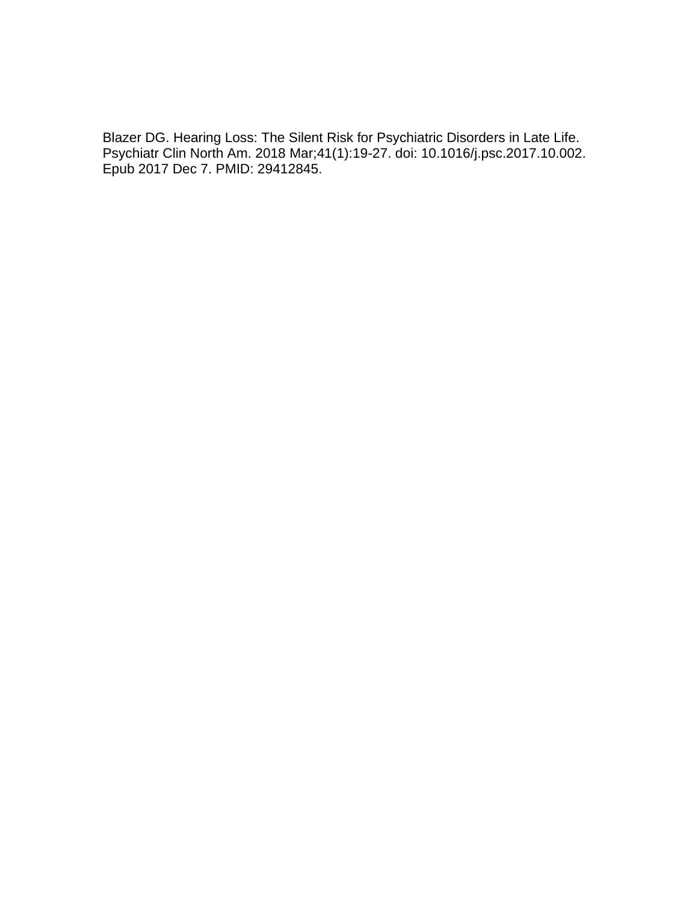Blazer DG. Hearing Loss: The Silent Risk for Psychiatric Disorders in Late Life. Psychiatr Clin North Am. 2018 Mar;41(1):19-27. doi: 10.1016/j.psc.2017.10.002. Epub 2017 Dec 7. PMID: 29412845.